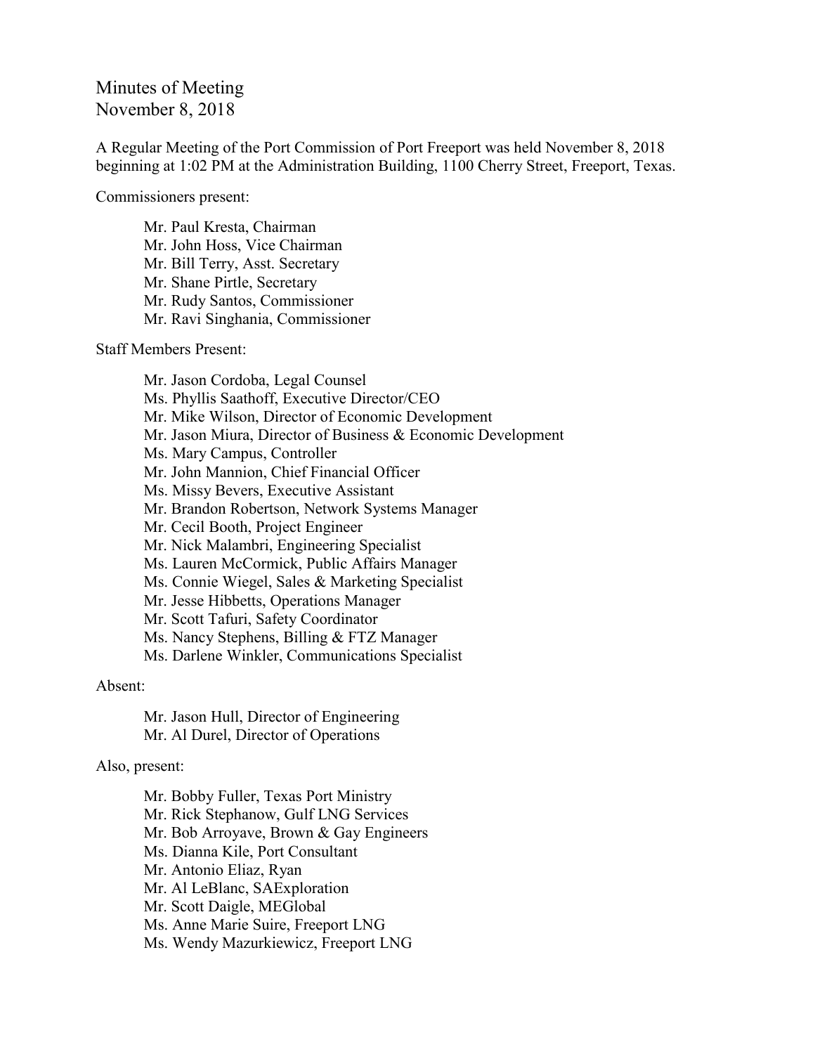# Minutes of Meeting
## November 8, 2018

A Regular Meeting of the Port Commission of Port Freeport was held November 8, 2018 beginning at 1:02 PM at the Administration Building, 1100 Cherry Street, Freeport, Texas.

Commissioners present:

- Mr. Paul Kresta, Chairman
- Mr. John Hoss, Vice Chairman
- Mr. Bill Terry, Asst. Secretary
- Mr. Shane Pirtle, Secretary
- Mr. Rudy Santos, Commissioner
- Mr. Ravi Singhania, Commissioner

Staff Members Present:

- Mr. Jason Cordoba, Legal Counsel
- Ms. Phyllis Saathoff, Executive Director/CEO
- Mr. Mike Wilson, Director of Economic Development
- Mr. Jason Miura, Director of Business & Economic Development
- Ms. Mary Campus, Controller
- Mr. John Mannion, Chief Financial Officer
- Ms. Missy Bevers, Executive Assistant
- Mr. Brandon Robertson, Network Systems Manager
- Mr. Cecil Booth, Project Engineer
- Mr. Nick Malambri, Engineering Specialist
- Ms. Lauren McCormick, Public Affairs Manager
- Ms. Connie Wiegel, Sales & Marketing Specialist
- Mr. Jesse Hibbetts, Operations Manager
- Mr. Scott Tafuri, Safety Coordinator
- Ms. Nancy Stephens, Billing & FTZ Manager
- Ms. Darlene Winkler, Communications Specialist

Absent:

- Mr. Jason Hull, Director of Engineering
- Mr. Al Durel, Director of Operations

Also, present:

- Mr. Bobby Fuller, Texas Port Ministry
- Mr. Rick Stephanow, Gulf LNG Services
- Mr. Bob Arroyave, Brown & Gay Engineers
- Ms. Dianna Kile, Port Consultant
- Mr. Antonio Eliaz, Ryan
- Mr. Al LeBlanc, SAExploration
- Mr. Scott Daigle, MEGlobal
- Ms. Anne Marie Suire, Freeport LNG
- Ms. Wendy Mazurkiewicz, Freeport LNG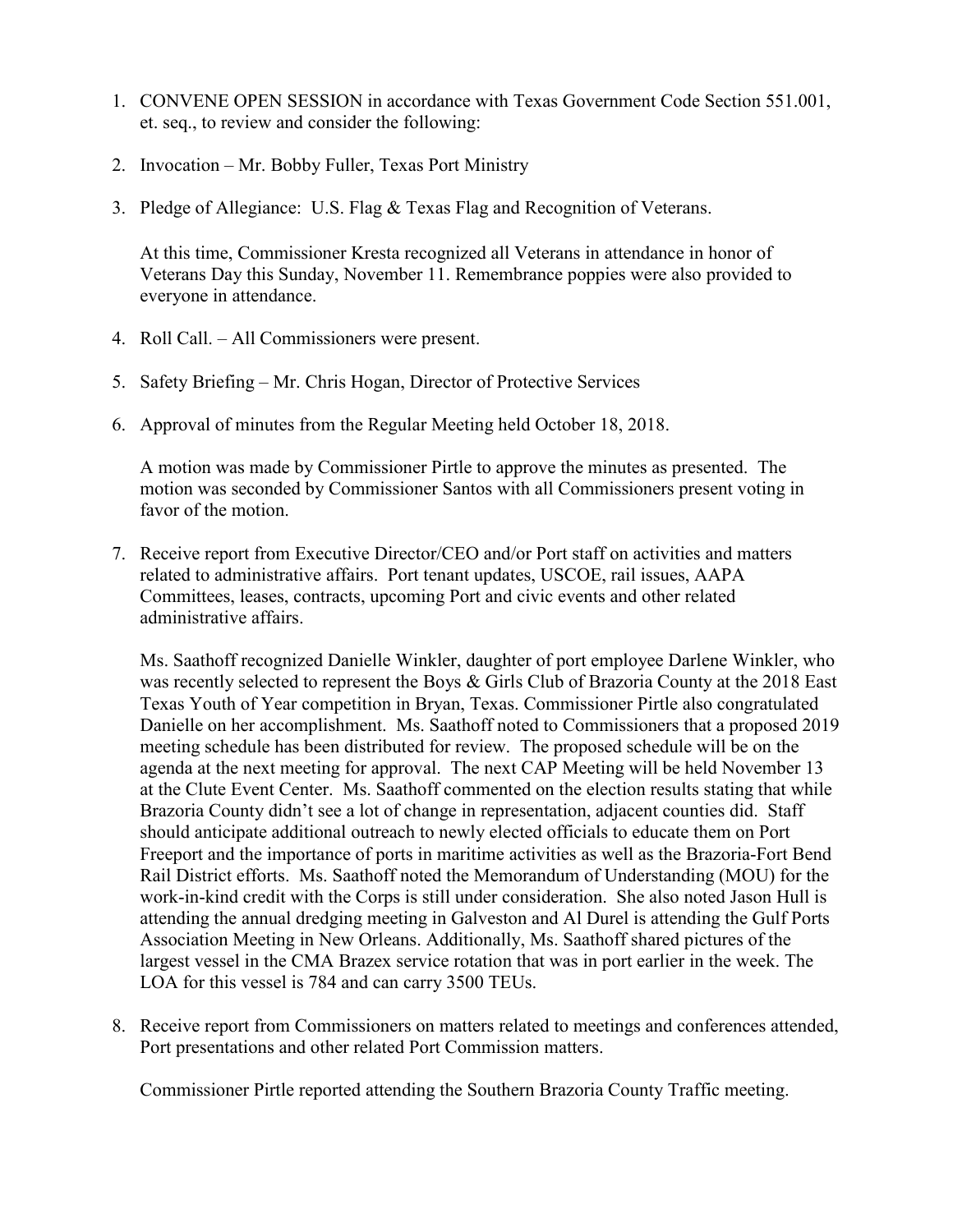1. CONVENE OPEN SESSION in accordance with Texas Government Code Section 551.001, et. seq., to review and consider the following:

2. Invocation – Mr. Bobby Fuller, Texas Port Ministry

3. Pledge of Allegiance: U.S. Flag & Texas Flag and Recognition of Veterans.

   At this time, Commissioner Kresta recognized all Veterans in attendance in honor of Veterans Day this Sunday, November 11. Remembrance poppies were also provided to everyone in attendance.

4. Roll Call. – All Commissioners were present.

5. Safety Briefing – Mr. Chris Hogan, Director of Protective Services

6. Approval of minutes from the Regular Meeting held October 18, 2018.

   A motion was made by Commissioner Pirtle to approve the minutes as presented. The motion was seconded by Commissioner Santos with all Commissioners present voting in favor of the motion.

7. Receive report from Executive Director/CEO and/or Port staff on activities and matters related to administrative affairs. Port tenant updates, USCOE, rail issues, AAPA Committees, leases, contracts, upcoming Port and civic events and other related administrative affairs.

   Ms. Saathoff recognized Danielle Winkler, daughter of port employee Darlene Winkler, who was recently selected to represent the Boys & Girls Club of Brazoria County at the 2018 East Texas Youth of Year competition in Bryan, Texas. Commissioner Pirtle also congratulated Danielle on her accomplishment. Ms. Saathoff noted to Commissioners that a proposed 2019 meeting schedule has been distributed for review. The proposed schedule will be on the agenda at the next meeting for approval. The next CAP Meeting will be held November 13 at the Clute Event Center. Ms. Saathoff commented on the election results stating that while Brazoria County didn't see a lot of change in representation, adjacent counties did. Staff should anticipate additional outreach to newly elected officials to educate them on Port Freeport and the importance of ports in maritime activities as well as the Brazoria-Fort Bend Rail District efforts. Ms. Saathoff noted the Memorandum of Understanding (MOU) for the work-in-kind credit with the Corps is still under consideration. She also noted Jason Hull is attending the annual dredging meeting in Galveston and Al Durel is attending the Gulf Ports Association Meeting in New Orleans. Additionally, Ms. Saathoff shared pictures of the largest vessel in the CMA Brazex service rotation that was in port earlier in the week. The LOA for this vessel is 784 and can carry 3500 TEUs.

8. Receive report from Commissioners on matters related to meetings and conferences attended, Port presentations and other related Port Commission matters.

   Commissioner Pirtle reported attending the Southern Brazoria County Traffic meeting.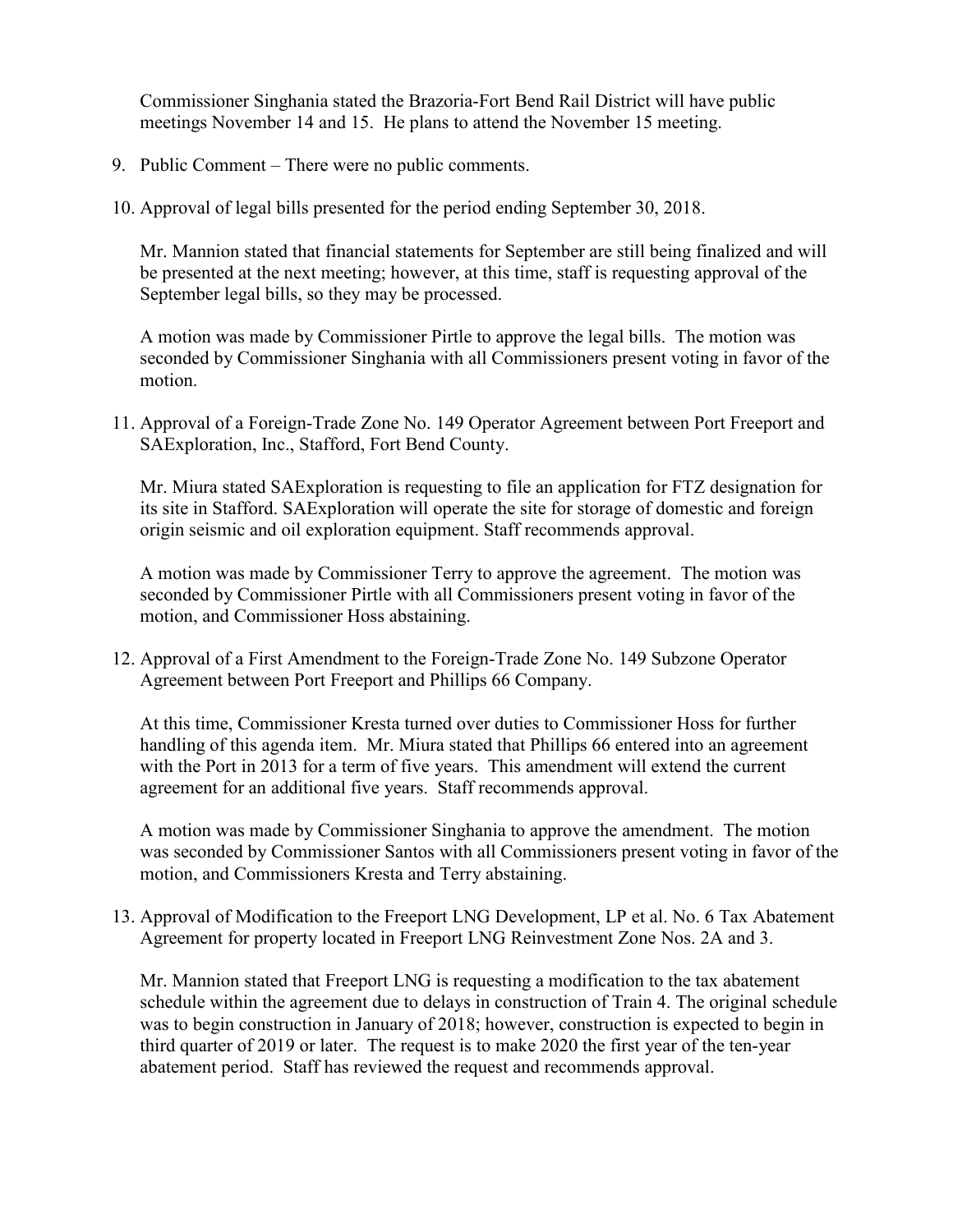Commissioner Singhania stated the Brazoria-Fort Bend Rail District will have public meetings November 14 and 15. He plans to attend the November 15 meeting.

9. Public Comment – There were no public comments.

10. Approval of legal bills presented for the period ending September 30, 2018.

    Mr. Mannion stated that financial statements for September are still being finalized and will be presented at the next meeting; however, at this time, staff is requesting approval of the September legal bills, so they may be processed.

    A motion was made by Commissioner Pirtle to approve the legal bills. The motion was seconded by Commissioner Singhania with all Commissioners present voting in favor of the motion.

11. Approval of a Foreign-Trade Zone No. 149 Operator Agreement between Port Freeport and SAExploration, Inc., Stafford, Fort Bend County.

    Mr. Miura stated SAExploration is requesting to file an application for FTZ designation for its site in Stafford. SAExploration will operate the site for storage of domestic and foreign origin seismic and oil exploration equipment. Staff recommends approval.

    A motion was made by Commissioner Terry to approve the agreement. The motion was seconded by Commissioner Pirtle with all Commissioners present voting in favor of the motion, and Commissioner Hoss abstaining.

12. Approval of a First Amendment to the Foreign-Trade Zone No. 149 Subzone Operator Agreement between Port Freeport and Phillips 66 Company.

    At this time, Commissioner Kresta turned over duties to Commissioner Hoss for further handling of this agenda item. Mr. Miura stated that Phillips 66 entered into an agreement with the Port in 2013 for a term of five years. This amendment will extend the current agreement for an additional five years. Staff recommends approval.

    A motion was made by Commissioner Singhania to approve the amendment. The motion was seconded by Commissioner Santos with all Commissioners present voting in favor of the motion, and Commissioners Kresta and Terry abstaining.

13. Approval of Modification to the Freeport LNG Development, LP et al. No. 6 Tax Abatement Agreement for property located in Freeport LNG Reinvestment Zone Nos. 2A and 3.

    Mr. Mannion stated that Freeport LNG is requesting a modification to the tax abatement schedule within the agreement due to delays in construction of Train 4. The original schedule was to begin construction in January of 2018; however, construction is expected to begin in third quarter of 2019 or later. The request is to make 2020 the first year of the ten-year abatement period. Staff has reviewed the request and recommends approval.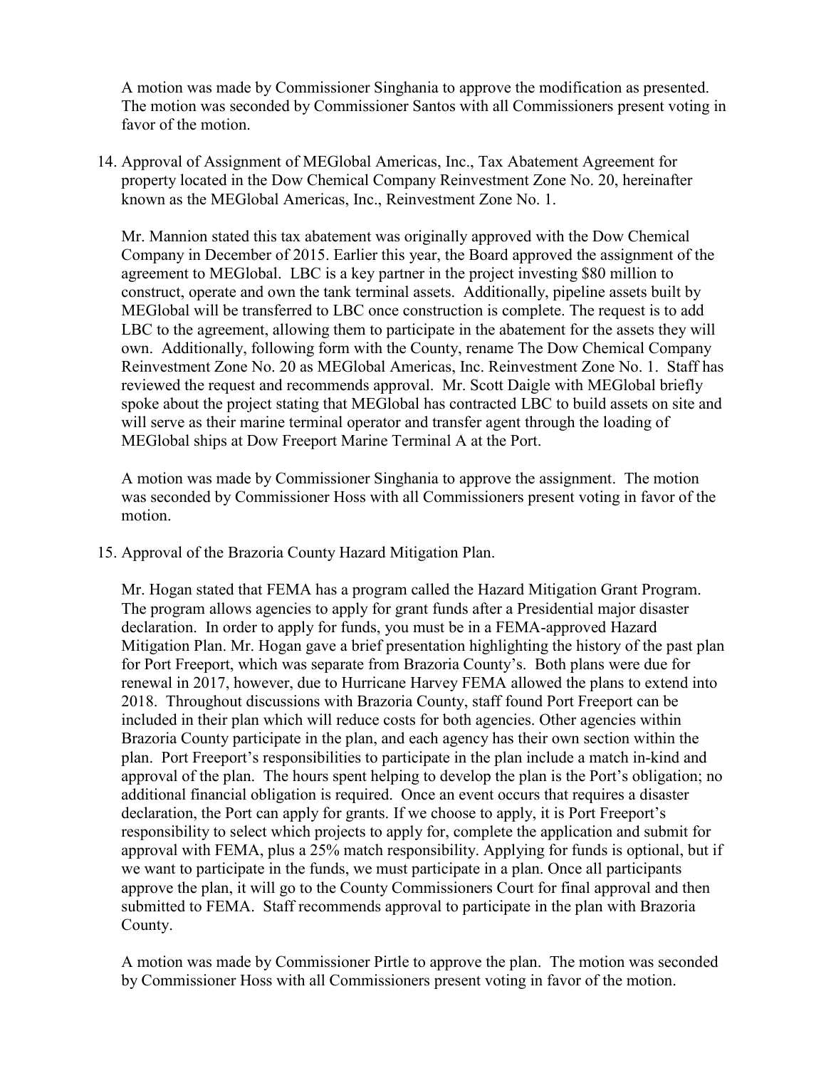A motion was made by Commissioner Singhania to approve the modification as presented. The motion was seconded by Commissioner Santos with all Commissioners present voting in favor of the motion.

14. Approval of Assignment of MEGlobal Americas, Inc., Tax Abatement Agreement for property located in the Dow Chemical Company Reinvestment Zone No. 20, hereinafter known as the MEGlobal Americas, Inc., Reinvestment Zone No. 1.

    Mr. Mannion stated this tax abatement was originally approved with the Dow Chemical Company in December of 2015. Earlier this year, the Board approved the assignment of the agreement to MEGlobal. LBC is a key partner in the project investing $80 million to construct, operate and own the tank terminal assets. Additionally, pipeline assets built by MEGlobal will be transferred to LBC once construction is complete. The request is to add LBC to the agreement, allowing them to participate in the abatement for the assets they will own. Additionally, following form with the County, rename The Dow Chemical Company Reinvestment Zone No. 20 as MEGlobal Americas, Inc. Reinvestment Zone No. 1. Staff has reviewed the request and recommends approval. Mr. Scott Daigle with MEGlobal briefly spoke about the project stating that MEGlobal has contracted LBC to build assets on site and will serve as their marine terminal operator and transfer agent through the loading of MEGlobal ships at Dow Freeport Marine Terminal A at the Port.

    A motion was made by Commissioner Singhania to approve the assignment. The motion was seconded by Commissioner Hoss with all Commissioners present voting in favor of the motion.

15. Approval of the Brazoria County Hazard Mitigation Plan.

    Mr. Hogan stated that FEMA has a program called the Hazard Mitigation Grant Program. The program allows agencies to apply for grant funds after a Presidential major disaster declaration. In order to apply for funds, you must be in a FEMA-approved Hazard Mitigation Plan. Mr. Hogan gave a brief presentation highlighting the history of the past plan for Port Freeport, which was separate from Brazoria County's. Both plans were due for renewal in 2017, however, due to Hurricane Harvey FEMA allowed the plans to extend into 2018. Throughout discussions with Brazoria County, staff found Port Freeport can be included in their plan which will reduce costs for both agencies. Other agencies within Brazoria County participate in the plan, and each agency has their own section within the plan. Port Freeport's responsibilities to participate in the plan include a match in-kind and approval of the plan. The hours spent helping to develop the plan is the Port's obligation; no additional financial obligation is required. Once an event occurs that requires a disaster declaration, the Port can apply for grants. If we choose to apply, it is Port Freeport's responsibility to select which projects to apply for, complete the application and submit for approval with FEMA, plus a 25% match responsibility. Applying for funds is optional, but if we want to participate in the funds, we must participate in a plan. Once all participants approve the plan, it will go to the County Commissioners Court for final approval and then submitted to FEMA. Staff recommends approval to participate in the plan with Brazoria County.

    A motion was made by Commissioner Pirtle to approve the plan. The motion was seconded by Commissioner Hoss with all Commissioners present voting in favor of the motion.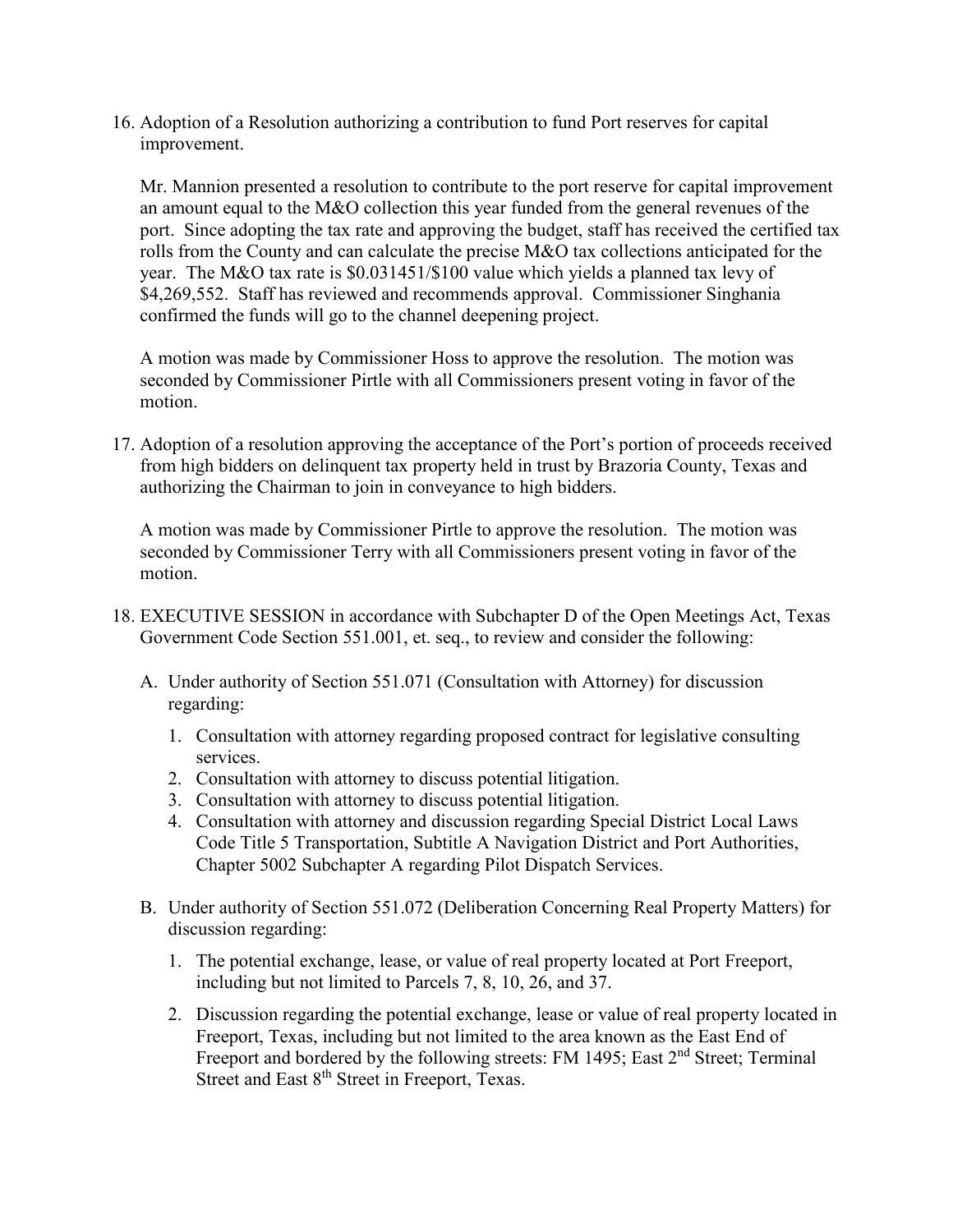16. Adoption of a Resolution authorizing a contribution to fund Port reserves for capital improvement.

    Mr. Mannion presented a resolution to contribute to the port reserve for capital improvement an amount equal to the M&O collection this year funded from the general revenues of the port. Since adopting the tax rate and approving the budget, staff has received the certified tax rolls from the County and can calculate the precise M&O tax collections anticipated for the year. The M&O tax rate is $0.031451/$100 value which yields a planned tax levy of $4,269,552. Staff has reviewed and recommends approval. Commissioner Singhania confirmed the funds will go to the channel deepening project.

    A motion was made by Commissioner Hoss to approve the resolution. The motion was seconded by Commissioner Pirtle with all Commissioners present voting in favor of the motion.

17. Adoption of a resolution approving the acceptance of the Port's portion of proceeds received from high bidders on delinquent tax property held in trust by Brazoria County, Texas and authorizing the Chairman to join in conveyance to high bidders.

    A motion was made by Commissioner Pirtle to approve the resolution. The motion was seconded by Commissioner Terry with all Commissioners present voting in favor of the motion.

18. EXECUTIVE SESSION in accordance with Subchapter D of the Open Meetings Act, Texas Government Code Section 551.001, et. seq., to review and consider the following:

    A. Under authority of Section 551.071 (Consultation with Attorney) for discussion regarding:

       1. Consultation with attorney regarding proposed contract for legislative consulting services.
       2. Consultation with attorney to discuss potential litigation.
       3. Consultation with attorney to discuss potential litigation.
       4. Consultation with attorney and discussion regarding Special District Local Laws Code Title 5 Transportation, Subtitle A Navigation District and Port Authorities, Chapter 5002 Subchapter A regarding Pilot Dispatch Services.

    B. Under authority of Section 551.072 (Deliberation Concerning Real Property Matters) for discussion regarding:

       1. The potential exchange, lease, or value of real property located at Port Freeport, including but not limited to Parcels 7, 8, 10, 26, and 37.
       2. Discussion regarding the potential exchange, lease or value of real property located in Freeport, Texas, including but not limited to the area known as the East End of Freeport and bordered by the following streets: FM 1495; East 2nd Street; Terminal Street and East 8th Street in Freeport, Texas.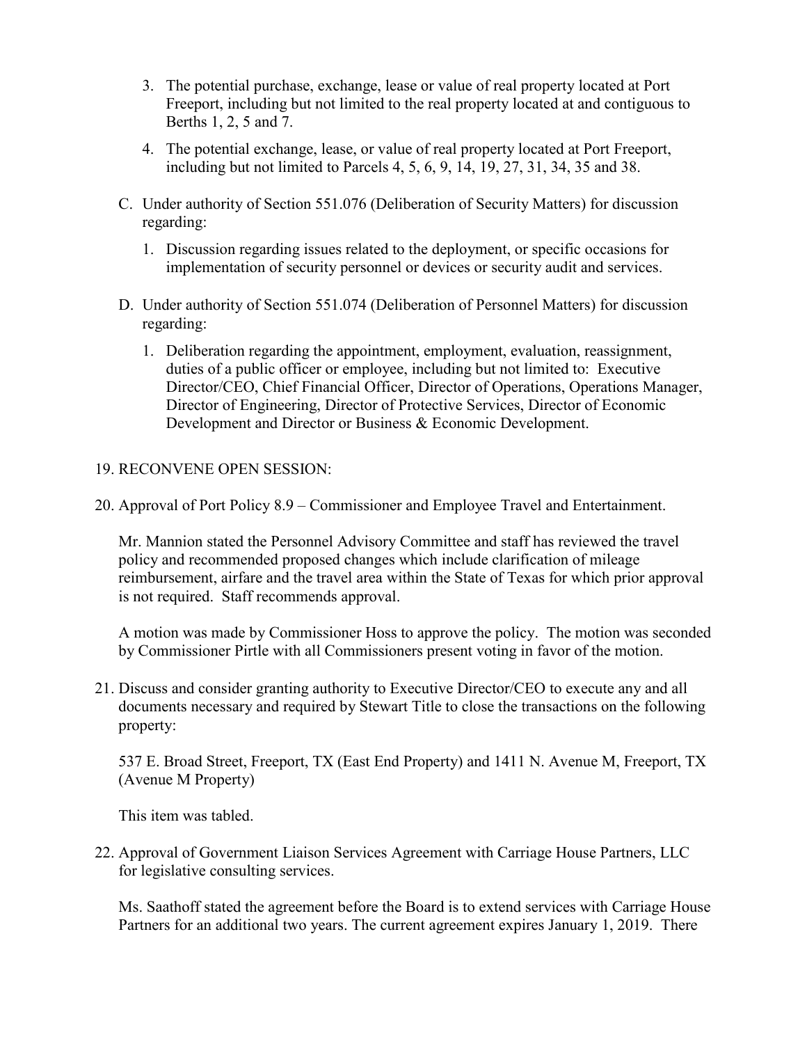3. The potential purchase, exchange, lease or value of real property located at Port Freeport, including but not limited to the real property located at and contiguous to Berths 1, 2, 5 and 7.

4. The potential exchange, lease, or value of real property located at Port Freeport, including but not limited to Parcels 4, 5, 6, 9, 14, 19, 27, 31, 34, 35 and 38.

C. Under authority of Section 551.076 (Deliberation of Security Matters) for discussion regarding:

   1. Discussion regarding issues related to the deployment, or specific occasions for implementation of security personnel or devices or security audit and services.

D. Under authority of Section 551.074 (Deliberation of Personnel Matters) for discussion regarding:

   1. Deliberation regarding the appointment, employment, evaluation, reassignment, duties of a public officer or employee, including but not limited to: Executive Director/CEO, Chief Financial Officer, Director of Operations, Operations Manager, Director of Engineering, Director of Protective Services, Director of Economic Development and Director or Business & Economic Development.

19. RECONVENE OPEN SESSION:

20. Approval of Port Policy 8.9 – Commissioner and Employee Travel and Entertainment.

    Mr. Mannion stated the Personnel Advisory Committee and staff has reviewed the travel policy and recommended proposed changes which include clarification of mileage reimbursement, airfare and the travel area within the State of Texas for which prior approval is not required. Staff recommends approval.

    A motion was made by Commissioner Hoss to approve the policy. The motion was seconded by Commissioner Pirtle with all Commissioners present voting in favor of the motion.

21. Discuss and consider granting authority to Executive Director/CEO to execute any and all documents necessary and required by Stewart Title to close the transactions on the following property:

    537 E. Broad Street, Freeport, TX (East End Property) and 1411 N. Avenue M, Freeport, TX (Avenue M Property)

    This item was tabled.

22. Approval of Government Liaison Services Agreement with Carriage House Partners, LLC for legislative consulting services.

    Ms. Saathoff stated the agreement before the Board is to extend services with Carriage House Partners for an additional two years. The current agreement expires January 1, 2019. There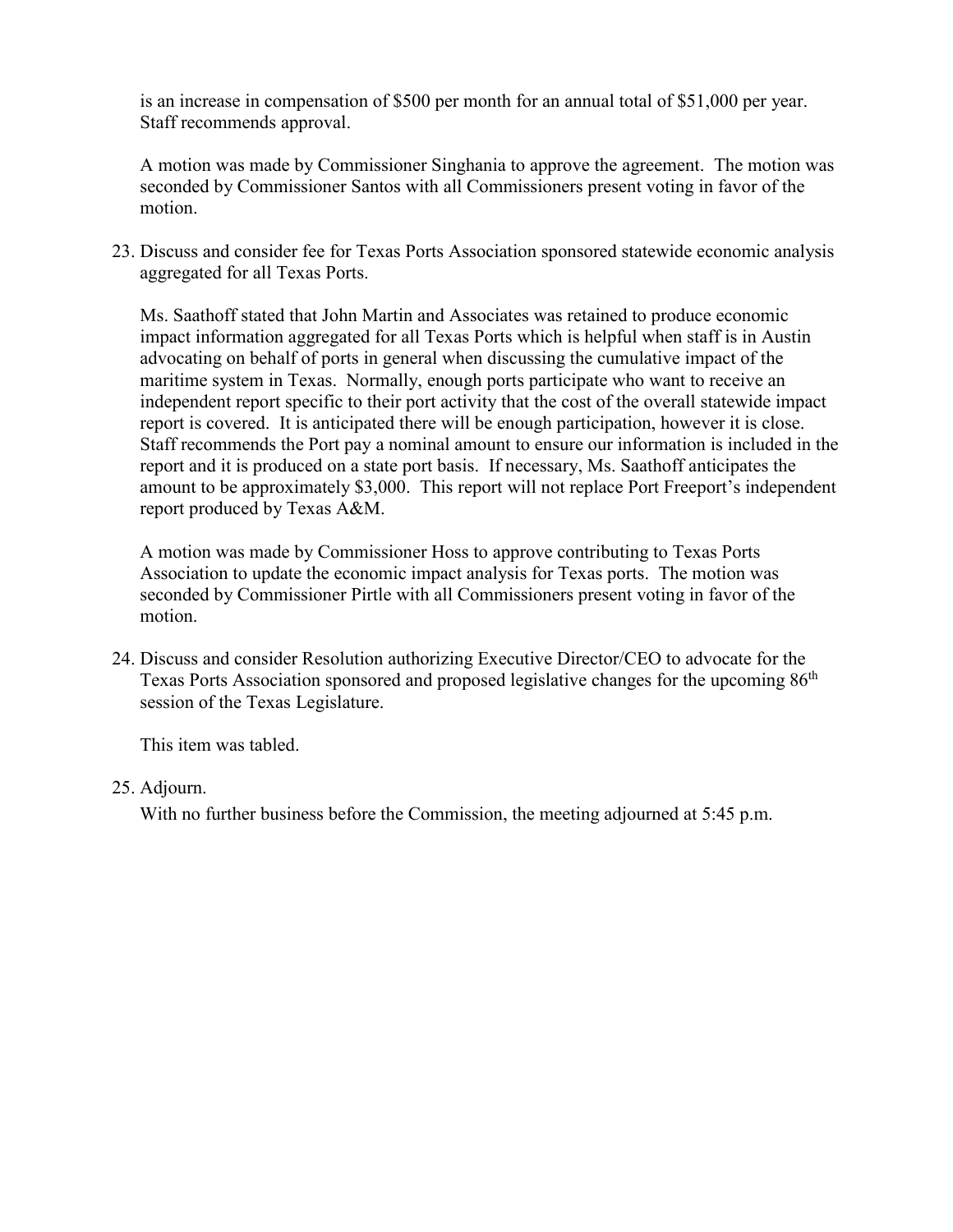is an increase in compensation of $500 per month for an annual total of $51,000 per year. Staff recommends approval.

A motion was made by Commissioner Singhania to approve the agreement. The motion was seconded by Commissioner Santos with all Commissioners present voting in favor of the motion.

23. Discuss and consider fee for Texas Ports Association sponsored statewide economic analysis aggregated for all Texas Ports.

    Ms. Saathoff stated that John Martin and Associates was retained to produce economic impact information aggregated for all Texas Ports which is helpful when staff is in Austin advocating on behalf of ports in general when discussing the cumulative impact of the maritime system in Texas. Normally, enough ports participate who want to receive an independent report specific to their port activity that the cost of the overall statewide impact report is covered. It is anticipated there will be enough participation, however it is close. Staff recommends the Port pay a nominal amount to ensure our information is included in the report and it is produced on a state port basis. If necessary, Ms. Saathoff anticipates the amount to be approximately $3,000. This report will not replace Port Freeport's independent report produced by Texas A&M.

    A motion was made by Commissioner Hoss to approve contributing to Texas Ports Association to update the economic impact analysis for Texas ports. The motion was seconded by Commissioner Pirtle with all Commissioners present voting in favor of the motion.

24. Discuss and consider Resolution authorizing Executive Director/CEO to advocate for the Texas Ports Association sponsored and proposed legislative changes for the upcoming 86th session of the Texas Legislature.

    This item was tabled.

25. Adjourn.

    With no further business before the Commission, the meeting adjourned at 5:45 p.m.